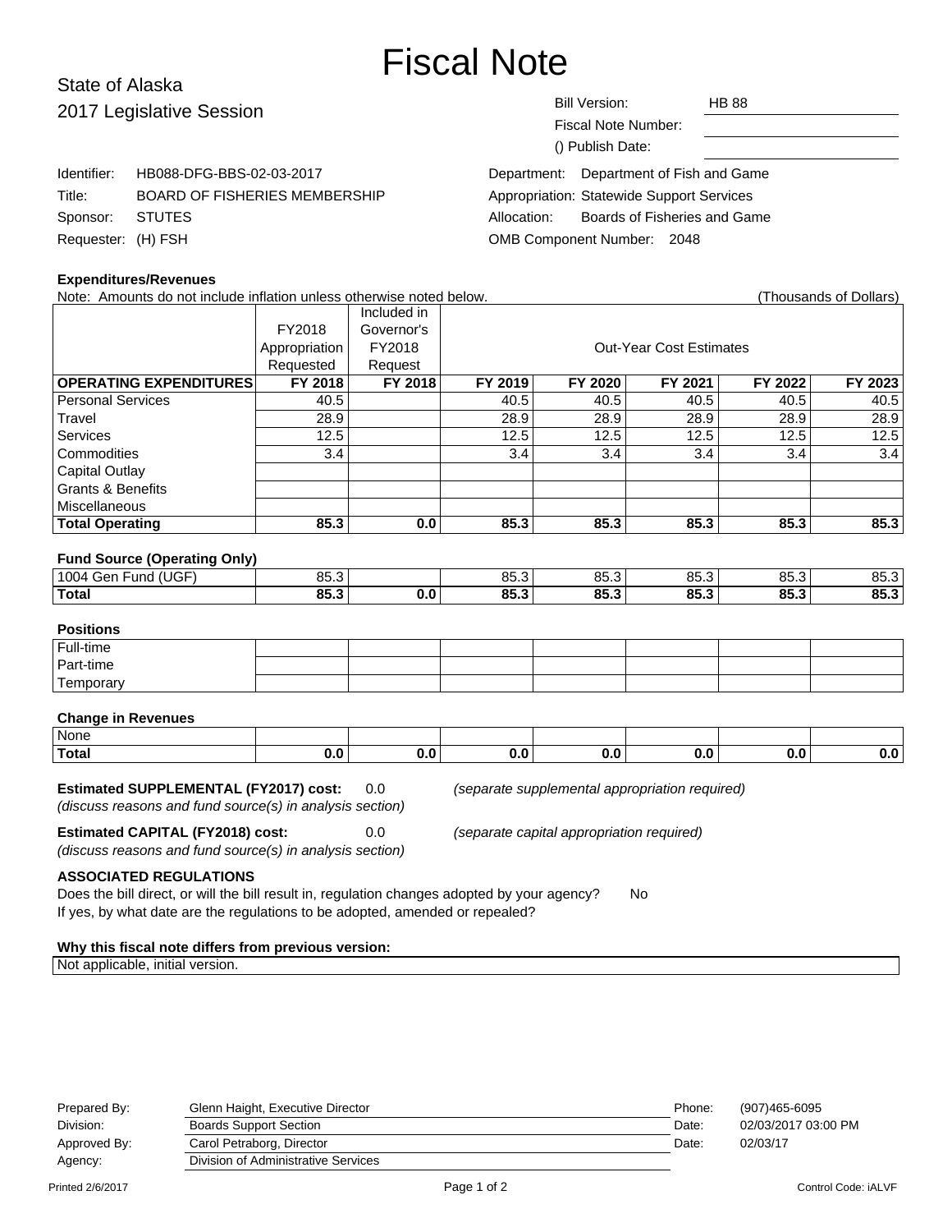# Fiscal Note

## State of Alaska
## 2017 Legislative Session

Bill Version: HB 88

Fiscal Note Number:

() Publish Date:

Identifier: HB088-DFG-BBS-02-03-2017

Title: BOARD OF FISHERIES MEMBERSHIP

Sponsor: STUTES

Requester: (H) FSH

Department: Department of Fish and Game

Appropriation: Statewide Support Services

Allocation: Boards of Fisheries and Game

OMB Component Number: 2048

**Expenditures/Revenues**

Note: Amounts do not include inflation unless otherwise noted below. (Thousands of Dollars)

| | FY2018 Appropriation Requested | Included in Governor's FY2018 Request | Out-Year Cost Estimates | | | | |
|---|---|---|---|---|---|---|---|
| **OPERATING EXPENDITURES** | **FY 2018** | **FY 2018** | **FY 2019** | **FY 2020** | **FY 2021** | **FY 2022** | **FY 2023** |
| Personal Services | 40.5 | | 40.5 | 40.5 | 40.5 | 40.5 | 40.5 |
| Travel | 28.9 | | 28.9 | 28.9 | 28.9 | 28.9 | 28.9 |
| Services | 12.5 | | 12.5 | 12.5 | 12.5 | 12.5 | 12.5 |
| Commodities | 3.4 | | 3.4 | 3.4 | 3.4 | 3.4 | 3.4 |
| Capital Outlay | | | | | | | |
| Grants & Benefits | | | | | | | |
| Miscellaneous | | | | | | | |
| **Total Operating** | **85.3** | **0.0** | **85.3** | **85.3** | **85.3** | **85.3** | **85.3** |

**Fund Source (Operating Only)**

| | | | | | | | |
|---|---|---|---|---|---|---|---|
| 1004 Gen Fund (UGF) | 85.3 | | 85.3 | 85.3 | 85.3 | 85.3 | 85.3 |
| **Total** | **85.3** | **0.0** | **85.3** | **85.3** | **85.3** | **85.3** | **85.3** |

**Positions**

| | | | | | | | |
|---|---|---|---|---|---|---|---|
| Full-time | | | | | | | |
| Part-time | | | | | | | |
| Temporary | | | | | | | |

**Change in Revenues**

| | | | | | | | |
|---|---|---|---|---|---|---|---|
| None | | | | | | | |
| **Total** | **0.0** | **0.0** | **0.0** | **0.0** | **0.0** | **0.0** | **0.0** |

**Estimated SUPPLEMENTAL (FY2017) cost:** 0.0 *(separate supplemental appropriation required)*
*(discuss reasons and fund source(s) in analysis section)*

**Estimated CAPITAL (FY2018) cost:** 0.0 *(separate capital appropriation required)*
*(discuss reasons and fund source(s) in analysis section)*

**ASSOCIATED REGULATIONS**

Does the bill direct, or will the bill result in, regulation changes adopted by your agency? No

If yes, by what date are the regulations to be adopted, amended or repealed?

**Why this fiscal note differs from previous version:**

Not applicable, initial version.

| | | | |
|---|---|---|---|
| Prepared By: | Glenn Haight, Executive Director | Phone: | (907)465-6095 |
| Division: | Boards Support Section | Date: | 02/03/2017 03:00 PM |
| Approved By: | Carol Petraborg, Director | Date: | 02/03/17 |
| Agency: | Division of Administrative Services | | |

Printed 2/6/2017 Control Code: iALVF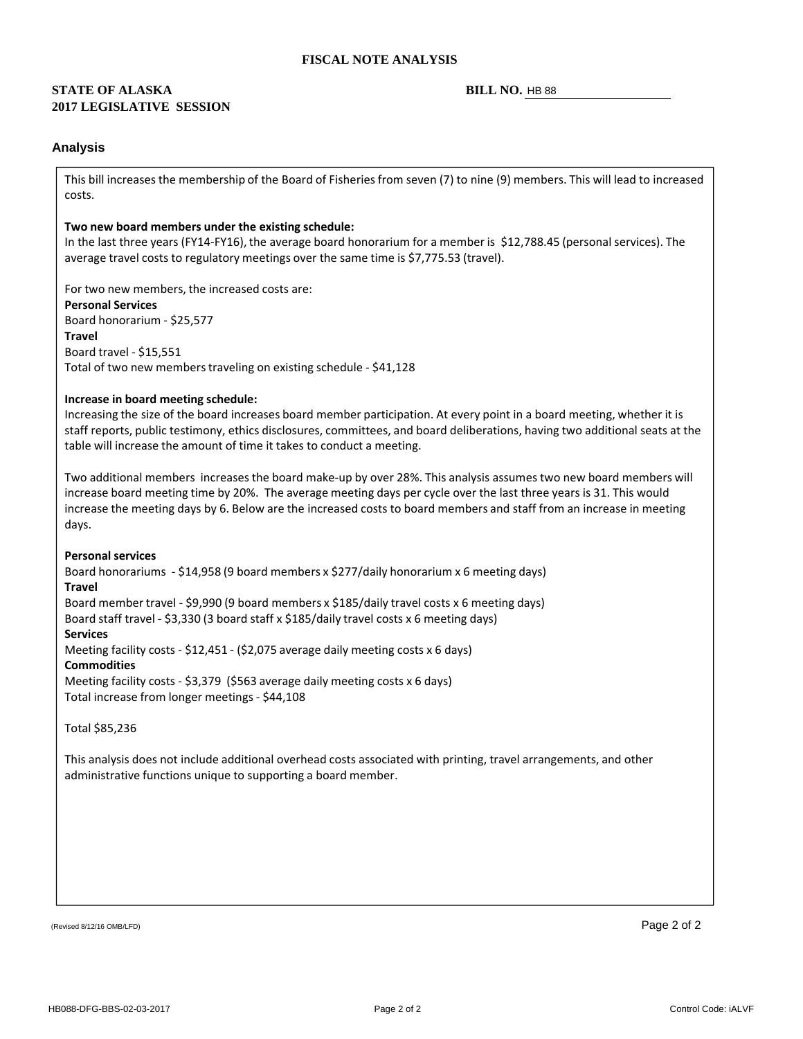**FISCAL NOTE ANALYSIS**

**STATE OF ALASKA**
**2017 LEGISLATIVE SESSION**

**BILL NO.** HB 88

## Analysis

This bill increases the membership of the Board of Fisheries from seven (7) to nine (9) members. This will lead to increased costs.

**Two new board members under the existing schedule:**
In the last three years (FY14-FY16), the average board honorarium for a member is $12,788.45 (personal services). The average travel costs to regulatory meetings over the same time is $7,775.53 (travel).

For two new members, the increased costs are:
**Personal Services**
Board honorarium - $25,577
**Travel**
Board travel - $15,551
Total of two new members traveling on existing schedule - $41,128

**Increase in board meeting schedule:**
Increasing the size of the board increases board member participation. At every point in a board meeting, whether it is staff reports, public testimony, ethics disclosures, committees, and board deliberations, having two additional seats at the table will increase the amount of time it takes to conduct a meeting.

Two additional members increases the board make-up by over 28%. This analysis assumes two new board members will increase board meeting time by 20%. The average meeting days per cycle over the last three years is 31. This would increase the meeting days by 6. Below are the increased costs to board members and staff from an increase in meeting days.

**Personal services**
Board honorariums - $14,958 (9 board members x $277/daily honorarium x 6 meeting days)
**Travel**
Board member travel - $9,990 (9 board members x $185/daily travel costs x 6 meeting days)
Board staff travel - $3,330 (3 board staff x $185/daily travel costs x 6 meeting days)
**Services**
Meeting facility costs - $12,451 - ($2,075 average daily meeting costs x 6 days)
**Commodities**
Meeting facility costs - $3,379 ($563 average daily meeting costs x 6 days)
Total increase from longer meetings - $44,108

Total $85,236

This analysis does not include additional overhead costs associated with printing, travel arrangements, and other administrative functions unique to supporting a board member.

(Revised 8/12/16 OMB/LFD)

HB088-DFG-BBS-02-03-2017

Control Code: iALVF